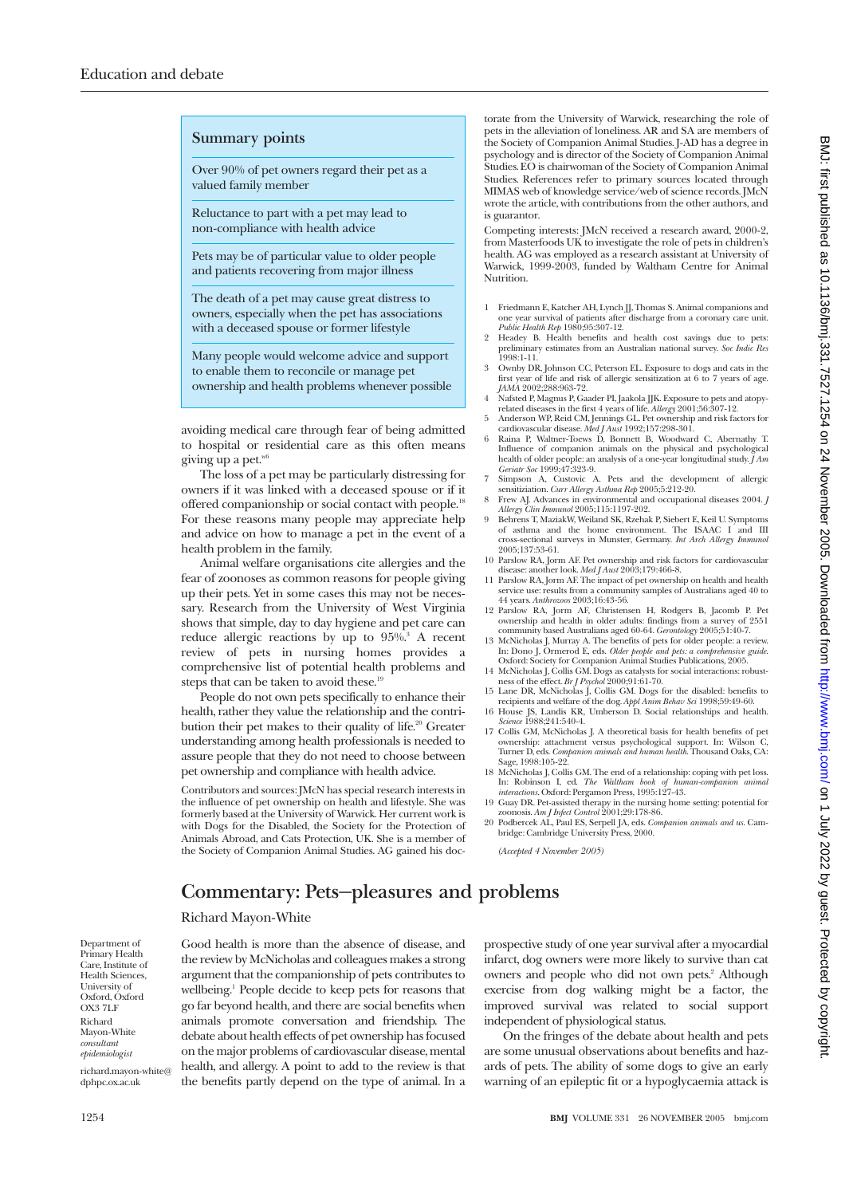## Summary points

Over 90% of pet owners regard their pet as a valued family member

Reluctance to part with a pet may lead to non-compliance with health advice

Pets may be of particular value to older people and patients recovering from major illness

The death of a pet may cause great distress to owners, especially when the pet has associations with a deceased spouse or former lifestyle

Many people would welcome advice and support to enable them to reconcile or manage pet ownership and health problems whenever possible

avoiding medical care through fear of being admitted to hospital or residential care as this often means giving up a pet.[w6]

The loss of a pet may be particularly distressing for owners if it was linked with a deceased spouse or if it offered companionship or social contact with people.[18] For these reasons many people may appreciate help and advice on how to manage a pet in the event of a health problem in the family.

Animal welfare organisations cite allergies and the fear of zoonoses as common reasons for people giving up their pets. Yet in some cases this may not be necessary. Research from the University of West Virginia shows that simple, day to day hygiene and pet care can reduce allergic reactions by up to 95%.[3] A recent review of pets in nursing homes provides a comprehensive list of potential health problems and steps that can be taken to avoid these.[19]

People do not own pets specifically to enhance their health, rather they value the relationship and the contribution their pet makes to their quality of life.[20] Greater understanding among health professionals is needed to assure people that they do not need to choose between pet ownership and compliance with health advice.

Contributors and sources: JMcN has special research interests in the influence of pet ownership on health and lifestyle. She was formerly based at the University of Warwick. Her current work is with Dogs for the Disabled, the Society for the Protection of Animals Abroad, and Cats Protection, UK. She is a member of the Society of Companion Animal Studies. AG gained his doctorate from the University of Warwick, researching the role of pets in the alleviation of loneliness. AR and SA are members of the Society of Companion Animal Studies. J-AD has a degree in psychology and is director of the Society of Companion Animal Studies. EO is chairwoman of the Society of Companion Animal Studies. References refer to primary sources located through MIMAS web of knowledge service/web of science records. JMcN wrote the article, with contributions from the other authors, and is guarantor.

Competing interests: JMcN received a research award, 2000-2, from Masterfoods UK to investigate the role of pets in children's health. AG was employed as a research assistant at University of Warwick, 1999-2003, funded by Waltham Centre for Animal Nutrition.

1. Friedmann E, Katcher AH, Lynch JJ, Thomas S. Animal companions and one year survival of patients after discharge from a coronary care unit. *Public Health Rep* 1980;95:307-12.
2. Headey B. Health benefits and health cost savings due to pets: preliminary estimates from an Australian national survey. *Soc Indic Res* 1998:1-11.
3. Ownby DR, Johnson CC, Peterson EL. Exposure to dogs and cats in the first year of life and risk of allergic sensitization at 6 to 7 years of age. *JAMA* 2002;288:963-72.
4. Nafsted P, Magnus P, Gaader PI, Jaakola JJK. Exposure to pets and atopy-related diseases in the first 4 years of life. *Allergy* 2001;56:307-12.
5. Anderson WP, Reid CM, Jennings GL. Pet ownership and risk factors for cardiovascular disease. *Med J Aust* 1992;157:298-301.
6. Raina P, Waltner-Toews D, Bonnett B, Woodward C, Abernathy T. Influence of companion animals on the physical and psychological health of older people: an analysis of a one-year longitudinal study. *J Am Geriatr Soc* 1999;47:323-9.
7. Simpson A, Custovic A. Pets and the development of allergic sensitization. *Curr Allergy Asthma Rep* 2005;5:212-20.
8. Frew AJ. Advances in environmental and occupational diseases 2004. *J Allergy Clin Immunol* 2005;115:1197-202.
9. Behrens T, MaziakW, Weiland SK, Rzehak P, Siebert E, Keil U. Symptoms of asthma and the home environment. The ISAAC I and III cross-sectional surveys in Munster, Germany. *Int Arch Allergy Immunol* 2005;137:53-61.
10. Parslow RA, Jorm AF. Pet ownership and risk factors for cardiovascular disease: another look. *Med J Aust* 2003;179:466-8.
11. Parslow RA, Jorm AF. The impact of pet ownership on health and health service use: results from a community samples of Australians aged 40 to 44 years. *Anthrozoos* 2003;16:43-56.
12. Parslow RA, Jorm AF, Christensen H, Rodgers B, Jacomb P. Pet ownership and health in older adults: findings from a survey of 2551 community based Australians aged 60-64. *Gerontology* 2005;51:40-7.
13. McNicholas J, Murray A. The benefits of pets for older people: a review. In: Dono J, Ormerod E, eds. *Older people and pets: a comprehensive guide*. Oxford: Society for Companion Animal Studies Publications, 2005.
14. McNicholas J, Collis GM. Dogs as catalysts for social interactions: robustness of the effect. *Br J Psychol* 2000;91:61-70.
15. Lane DR, McNicholas J, Collis GM. Dogs for the disabled: benefits to recipients and welfare of the dog. *Appl Anim Behav Sci* 1998;59:49-60.
16. House JS, Landis KR, Umberson D. Social relationships and health. *Science* 1988;241:540-4.
17. Collis GM, McNicholas J. A theoretical basis for health benefits of pet ownership: attachment versus psychological support. In: Wilson C, Turner D, eds. *Companion animals and human health*. Thousand Oaks, CA: Sage, 1998:105-22.
18. McNicholas J, Collis GM. The end of a relationship: coping with pet loss. In: Robinson I, ed. *The Waltham book of human-companion animal interactions*. Oxford: Pergamon Press, 1995:127-43.
19. Guay DR. Pet-assisted therapy in the nursing home setting: potential for zoonosis. *Am J Infect Control* 2001;29:178-86.
20. Podbercek AL, Paul ES, Serpell JA, eds. *Companion animals and us*. Cambridge: Cambridge University Press, 2000.

*(Accepted 4 November 2005)*

# Commentary: Pets—pleasures and problems

Richard Mayon-White

Department of Primary Health Care, Institute of Health Sciences, University of Oxford, Oxford OX3 7LF

Richard Mayon-White *consultant epidemiologist*

richard.mayon-white@dphpc.ox.ac.uk

Good health is more than the absence of disease, and the review by McNicholas and colleagues makes a strong argument that the companionship of pets contributes to wellbeing.[1] People decide to keep pets for reasons that go far beyond health, and there are social benefits when animals promote conversation and friendship. The debate about health effects of pet ownership has focused on the major problems of cardiovascular disease, mental health, and allergy. A point to add to the review is that the benefits partly depend on the type of animal. In a prospective study of one year survival after a myocardial infarct, dog owners were more likely to survive than cat owners and people who did not own pets.[2] Although exercise from dog walking might be a factor, the improved survival was related to social support independent of physiological status.

On the fringes of the debate about health and pets are some unusual observations about benefits and hazards of pets. The ability of some dogs to give an early warning of an epileptic fit or a hypoglycaemia attack is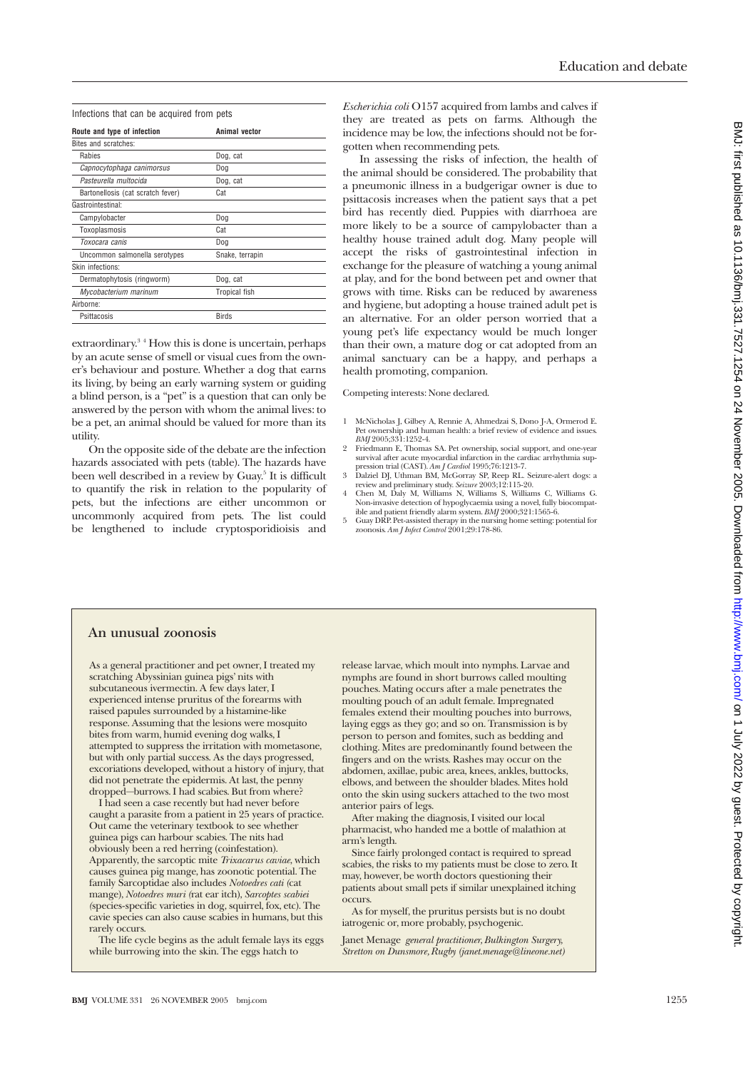Infections that can be acquired from pets

| Route and type of infection | Animal vector |
|---|---|
| Bites and scratches: | |
| Rabies | Dog, cat |
| *Capnocytophaga canimorsus* | Dog |
| *Pasteurella multocida* | Dog, cat |
| Bartonellosis (cat scratch fever) | Cat |
| Gastrointestinal: | |
| Campylobacter | Dog |
| Toxoplasmosis | Cat |
| *Toxocara canis* | Dog |
| Uncommon salmonella serotypes | Snake, terrapin |
| Skin infections: | |
| Dermatophytosis (ringworm) | Dog, cat |
| *Mycobacterium marinum* | Tropical fish |
| Airborne: | |
| Psittacosis | Birds |

extraordinary.[3 4] How this is done is uncertain, perhaps by an acute sense of smell or visual cues from the owner's behaviour and posture. Whether a dog that earns its living, by being an early warning system or guiding a blind person, is a "pet" is a question that can only be answered by the person with whom the animal lives: to be a pet, an animal should be valued for more than its utility.

On the opposite side of the debate are the infection hazards associated with pets (table). The hazards have been well described in a review by Guay.[5] It is difficult to quantify the risk in relation to the popularity of pets, but the infections are either uncommon or uncommonly acquired from pets. The list could be lengthened to include cryptosporidioisis and *Escherichia coli* O157 acquired from lambs and calves if they are treated as pets on farms. Although the incidence may be low, the infections should not be forgotten when recommending pets.

In assessing the risks of infection, the health of the animal should be considered. The probability that a pneumonic illness in a budgerigar owner is due to psittacosis increases when the patient says that a pet bird has recently died. Puppies with diarrhoea are more likely to be a source of campylobacter than a healthy house trained adult dog. Many people will accept the risks of gastrointestinal infection in exchange for the pleasure of watching a young animal at play, and for the bond between pet and owner that grows with time. Risks can be reduced by awareness and hygiene, but adopting a house trained adult pet is an alternative. For an older person worried that a young pet's life expectancy would be much longer than their own, a mature dog or cat adopted from an animal sanctuary can be a happy, and perhaps a health promoting, companion.

Competing interests: None declared.

1. McNicholas J, Gilbey A, Rennie A, Ahmedzai S, Dono J-A, Ormerod E. Pet ownership and human health: a brief review of evidence and issues. *BMJ* 2005;331:1252-4.
2. Friedmann E, Thomas SA. Pet ownership, social support, and one-year survival after acute myocardial infarction in the cardiac arrhythmia suppression trial (CAST). *Am J Cardiol* 1995;76:1213-7.
3. Dalziel DJ, Uthman BM, McGorray SP, Reep RL. Seizure-alert dogs: a review and preliminary study. *Seizure* 2003;12:115-20.
4. Chen M, Daly M, Williams N, Williams S, Williams C, Williams G. Non-invasive detection of hypoglycaemia using a novel, fully biocompatible and patient friendly alarm system. *BMJ* 2000;321:1565-6.
5. Guay DRP. Pet-assisted therapy in the nursing home setting: potential for zoonosis. *Am J Infect Control* 2001;29:178-86.

## An unusual zoonosis

As a general practitioner and pet owner, I treated my scratching Abyssinian guinea pigs' nits with subcutaneous ivermectin. A few days later, I experienced intense pruritus of the forearms with raised papules surrounded by a histamine-like response. Assuming that the lesions were mosquito bites from warm, humid evening dog walks, I attempted to suppress the irritation with mometasone, but with only partial success. As the days progressed, excoriations developed, without a history of injury, that did not penetrate the epidermis. At last, the penny dropped—burrows. I had scabies. But from where?

I had seen a case recently but had never before caught a parasite from a patient in 25 years of practice. Out came the veterinary textbook to see whether guinea pigs can harbour scabies. The nits had obviously been a red herring (coinfestation). Apparently, the sarcoptic mite *Trixacarus caviae*, which causes guinea pig mange, has zoonotic potential. The family Sarcoptidae also includes *Notoedres cati* (cat mange), *Notoedres muri* (rat ear itch), *Sarcoptes scabiei* (species-specific varieties in dog, squirrel, fox, etc). The cavie species can also cause scabies in humans, but this rarely occurs.

The life cycle begins as the adult female lays its eggs while burrowing into the skin. The eggs hatch to release larvae, which moult into nymphs. Larvae and nymphs are found in short burrows called moulting pouches. Mating occurs after a male penetrates the moulting pouch of an adult female. Impregnated females extend their moulting pouches into burrows, laying eggs as they go; and so on. Transmission is by person to person and fomites, such as bedding and clothing. Mites are predominantly found between the fingers and on the wrists. Rashes may occur on the abdomen, axillae, pubic area, knees, ankles, buttocks, elbows, and between the shoulder blades. Mites hold onto the skin using suckers attached to the two most anterior pairs of legs.

After making the diagnosis, I visited our local pharmacist, who handed me a bottle of malathion at arm's length.

Since fairly prolonged contact is required to spread scabies, the risks to my patients must be close to zero. It may, however, be worth doctors questioning their patients about small pets if similar unexplained itching occurs.

As for myself, the pruritus persists but is no doubt iatrogenic or, more probably, psychogenic.

Janet Menage *general practitioner, Bulkington Surgery, Stretton on Dunsmore, Rugby (janet.menage@lineone.net)*